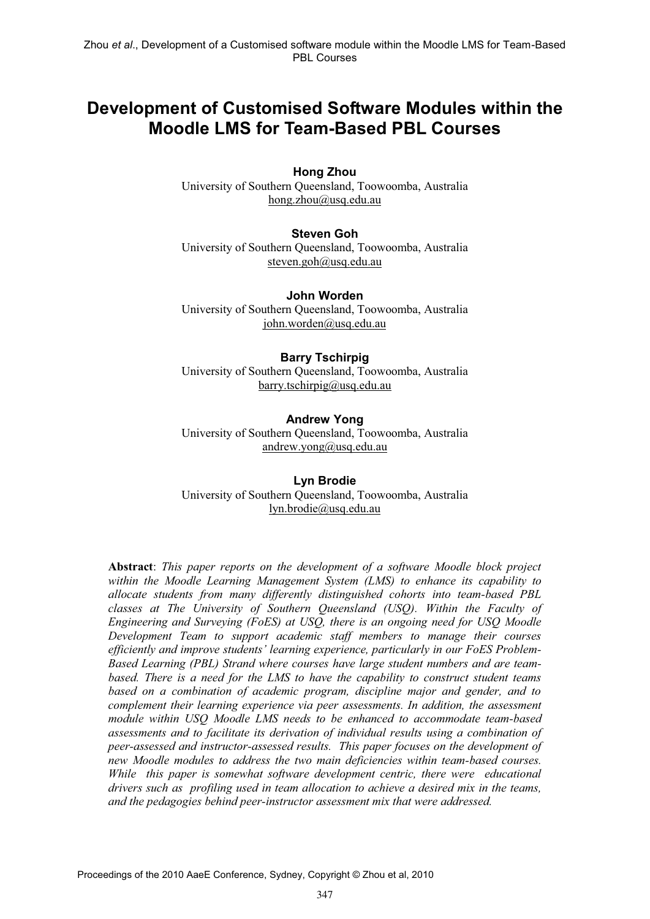# Development of Customised Software Modules within the Moodle LMS for Team-Based PBL Courses

**Hong Zhou**
University of Southern Queensland, Toowoomba, Australia
hong.zhou@usq.edu.au

**Steven Goh**
University of Southern Queensland, Toowoomba, Australia
steven.goh@usq.edu.au

**John Worden**
University of Southern Queensland, Toowoomba, Australia
john.worden@usq.edu.au

**Barry Tschirpig**
University of Southern Queensland, Toowoomba, Australia
barry.tschirpig@usq.edu.au

**Andrew Yong**
University of Southern Queensland, Toowoomba, Australia
andrew.yong@usq.edu.au

**Lyn Brodie**
University of Southern Queensland, Toowoomba, Australia
lyn.brodie@usq.edu.au

**Abstract**: *This paper reports on the development of a software Moodle block project within the Moodle Learning Management System (LMS) to enhance its capability to allocate students from many differently distinguished cohorts into team-based PBL classes at The University of Southern Queensland (USQ). Within the Faculty of Engineering and Surveying (FoES) at USQ, there is an ongoing need for USQ Moodle Development Team to support academic staff members to manage their courses efficiently and improve students' learning experience, particularly in our FoES Problem-Based Learning (PBL) Strand where courses have large student numbers and are team-based. There is a need for the LMS to have the capability to construct student teams based on a combination of academic program, discipline major and gender, and to complement their learning experience via peer assessments. In addition, the assessment module within USQ Moodle LMS needs to be enhanced to accommodate team-based assessments and to facilitate its derivation of individual results using a combination of peer-assessed and instructor-assessed results. This paper focuses on the development of new Moodle modules to address the two main deficiencies within team-based courses. While this paper is somewhat software development centric, there were educational drivers such as profiling used in team allocation to achieve a desired mix in the teams, and the pedagogies behind peer-instructor assessment mix that were addressed.*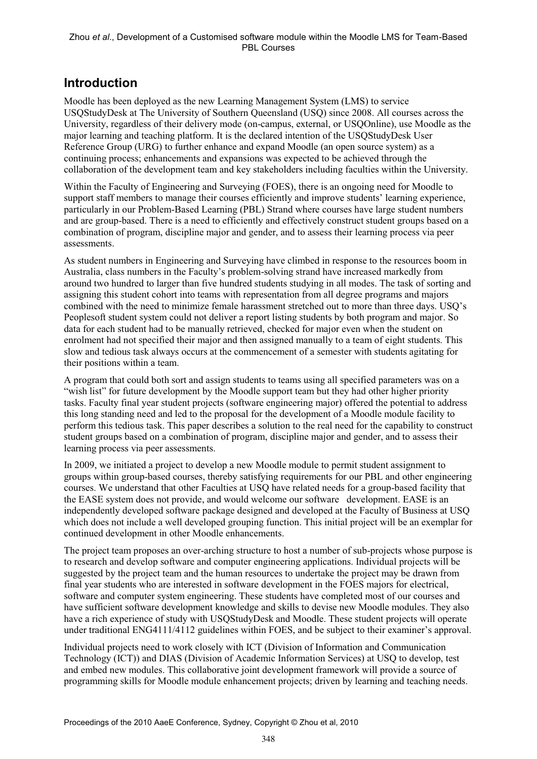## Introduction

Moodle has been deployed as the new Learning Management System (LMS) to service USQStudyDesk at The University of Southern Queensland (USQ) since 2008. All courses across the University, regardless of their delivery mode (on-campus, external, or USQOnline), use Moodle as the major learning and teaching platform. It is the declared intention of the USQStudyDesk User Reference Group (URG) to further enhance and expand Moodle (an open source system) as a continuing process; enhancements and expansions was expected to be achieved through the collaboration of the development team and key stakeholders including faculties within the University.

Within the Faculty of Engineering and Surveying (FOES), there is an ongoing need for Moodle to support staff members to manage their courses efficiently and improve students' learning experience, particularly in our Problem-Based Learning (PBL) Strand where courses have large student numbers and are group-based. There is a need to efficiently and effectively construct student groups based on a combination of program, discipline major and gender, and to assess their learning process via peer assessments.

As student numbers in Engineering and Surveying have climbed in response to the resources boom in Australia, class numbers in the Faculty's problem-solving strand have increased markedly from around two hundred to larger than five hundred students studying in all modes. The task of sorting and assigning this student cohort into teams with representation from all degree programs and majors combined with the need to minimize female harassment stretched out to more than three days. USQ's Peoplesoft student system could not deliver a report listing students by both program and major. So data for each student had to be manually retrieved, checked for major even when the student on enrolment had not specified their major and then assigned manually to a team of eight students. This slow and tedious task always occurs at the commencement of a semester with students agitating for their positions within a team.

A program that could both sort and assign students to teams using all specified parameters was on a "wish list" for future development by the Moodle support team but they had other higher priority tasks. Faculty final year student projects (software engineering major) offered the potential to address this long standing need and led to the proposal for the development of a Moodle module facility to perform this tedious task. This paper describes a solution to the real need for the capability to construct student groups based on a combination of program, discipline major and gender, and to assess their learning process via peer assessments.

In 2009, we initiated a project to develop a new Moodle module to permit student assignment to groups within group-based courses, thereby satisfying requirements for our PBL and other engineering courses. We understand that other Faculties at USQ have related needs for a group-based facility that the EASE system does not provide, and would welcome our software development. EASE is an independently developed software package designed and developed at the Faculty of Business at USQ which does not include a well developed grouping function. This initial project will be an exemplar for continued development in other Moodle enhancements.

The project team proposes an over-arching structure to host a number of sub-projects whose purpose is to research and develop software and computer engineering applications. Individual projects will be suggested by the project team and the human resources to undertake the project may be drawn from final year students who are interested in software development in the FOES majors for electrical, software and computer system engineering. These students have completed most of our courses and have sufficient software development knowledge and skills to devise new Moodle modules. They also have a rich experience of study with USQStudyDesk and Moodle. These student projects will operate under traditional ENG4111/4112 guidelines within FOES, and be subject to their examiner's approval.

Individual projects need to work closely with ICT (Division of Information and Communication Technology (ICT)) and DIAS (Division of Academic Information Services) at USQ to develop, test and embed new modules. This collaborative joint development framework will provide a source of programming skills for Moodle module enhancement projects; driven by learning and teaching needs.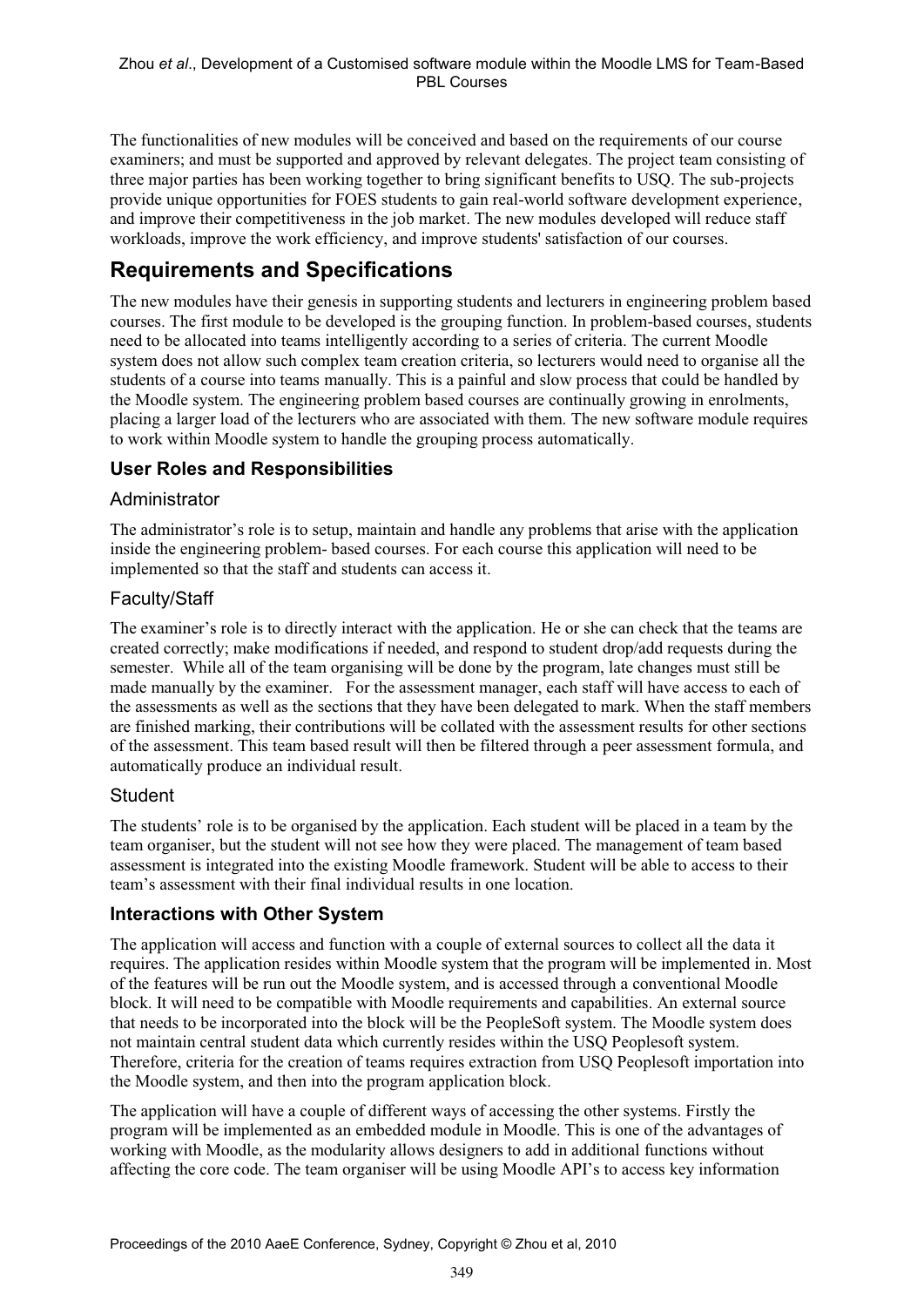The functionalities of new modules will be conceived and based on the requirements of our course examiners; and must be supported and approved by relevant delegates. The project team consisting of three major parties has been working together to bring significant benefits to USQ. The sub-projects provide unique opportunities for FOES students to gain real-world software development experience, and improve their competitiveness in the job market. The new modules developed will reduce staff workloads, improve the work efficiency, and improve students' satisfaction of our courses.

## Requirements and Specifications

The new modules have their genesis in supporting students and lecturers in engineering problem based courses. The first module to be developed is the grouping function. In problem-based courses, students need to be allocated into teams intelligently according to a series of criteria. The current Moodle system does not allow such complex team creation criteria, so lecturers would need to organise all the students of a course into teams manually. This is a painful and slow process that could be handled by the Moodle system. The engineering problem based courses are continually growing in enrolments, placing a larger load of the lecturers who are associated with them. The new software module requires to work within Moodle system to handle the grouping process automatically.

### User Roles and Responsibilities

#### Administrator

The administrator's role is to setup, maintain and handle any problems that arise with the application inside the engineering problem- based courses. For each course this application will need to be implemented so that the staff and students can access it.

#### Faculty/Staff

The examiner's role is to directly interact with the application. He or she can check that the teams are created correctly; make modifications if needed, and respond to student drop/add requests during the semester. While all of the team organising will be done by the program, late changes must still be made manually by the examiner. For the assessment manager, each staff will have access to each of the assessments as well as the sections that they have been delegated to mark. When the staff members are finished marking, their contributions will be collated with the assessment results for other sections of the assessment. This team based result will then be filtered through a peer assessment formula, and automatically produce an individual result.

#### Student

The students' role is to be organised by the application. Each student will be placed in a team by the team organiser, but the student will not see how they were placed. The management of team based assessment is integrated into the existing Moodle framework. Student will be able to access to their team's assessment with their final individual results in one location.

### Interactions with Other System

The application will access and function with a couple of external sources to collect all the data it requires. The application resides within Moodle system that the program will be implemented in. Most of the features will be run out the Moodle system, and is accessed through a conventional Moodle block. It will need to be compatible with Moodle requirements and capabilities. An external source that needs to be incorporated into the block will be the PeopleSoft system. The Moodle system does not maintain central student data which currently resides within the USQ Peoplesoft system. Therefore, criteria for the creation of teams requires extraction from USQ Peoplesoft importation into the Moodle system, and then into the program application block.

The application will have a couple of different ways of accessing the other systems. Firstly the program will be implemented as an embedded module in Moodle. This is one of the advantages of working with Moodle, as the modularity allows designers to add in additional functions without affecting the core code. The team organiser will be using Moodle API's to access key information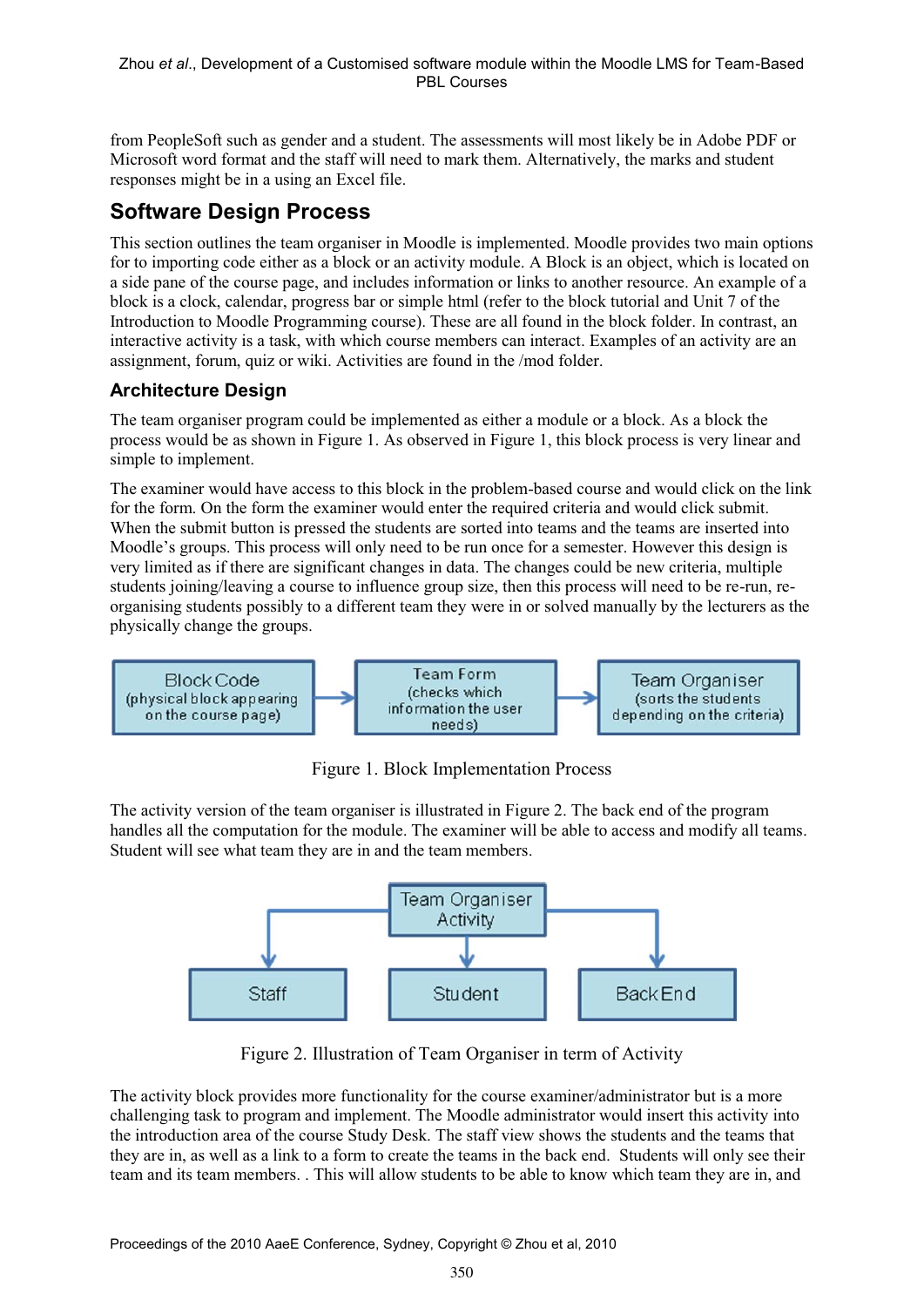from PeopleSoft such as gender and a student. The assessments will most likely be in Adobe PDF or Microsoft word format and the staff will need to mark them. Alternatively, the marks and student responses might be in a using an Excel file.

## Software Design Process

This section outlines the team organiser in Moodle is implemented. Moodle provides two main options for to importing code either as a block or an activity module. A Block is an object, which is located on a side pane of the course page, and includes information or links to another resource. An example of a block is a clock, calendar, progress bar or simple html (refer to the block tutorial and Unit 7 of the Introduction to Moodle Programming course). These are all found in the block folder. In contrast, an interactive activity is a task, with which course members can interact. Examples of an activity are an assignment, forum, quiz or wiki. Activities are found in the /mod folder.

### Architecture Design

The team organiser program could be implemented as either a module or a block. As a block the process would be as shown in Figure 1. As observed in Figure 1, this block process is very linear and simple to implement.

The examiner would have access to this block in the problem-based course and would click on the link for the form. On the form the examiner would enter the required criteria and would click submit. When the submit button is pressed the students are sorted into teams and the teams are inserted into Moodle's groups. This process will only need to be run once for a semester. However this design is very limited as if there are significant changes in data. The changes could be new criteria, multiple students joining/leaving a course to influence group size, then this process will need to be re-run, re-organising students possibly to a different team they were in or solved manually by the lecturers as the physically change the groups.

Block Code (physical block appearing on the course page) → Team Form (checks which information the user needs) → Team Organiser (sorts the students depending on the criteria)

Figure 1. Block Implementation Process

The activity version of the team organiser is illustrated in Figure 2. The back end of the program handles all the computation for the module. The examiner will be able to access and modify all teams. Student will see what team they are in and the team members.

Team Organiser Activity → Staff, Student, Back End

Figure 2. Illustration of Team Organiser in term of Activity

The activity block provides more functionality for the course examiner/administrator but is a more challenging task to program and implement. The Moodle administrator would insert this activity into the introduction area of the course Study Desk. The staff view shows the students and the teams that they are in, as well as a link to a form to create the teams in the back end. Students will only see their team and its team members. . This will allow students to be able to know which team they are in, and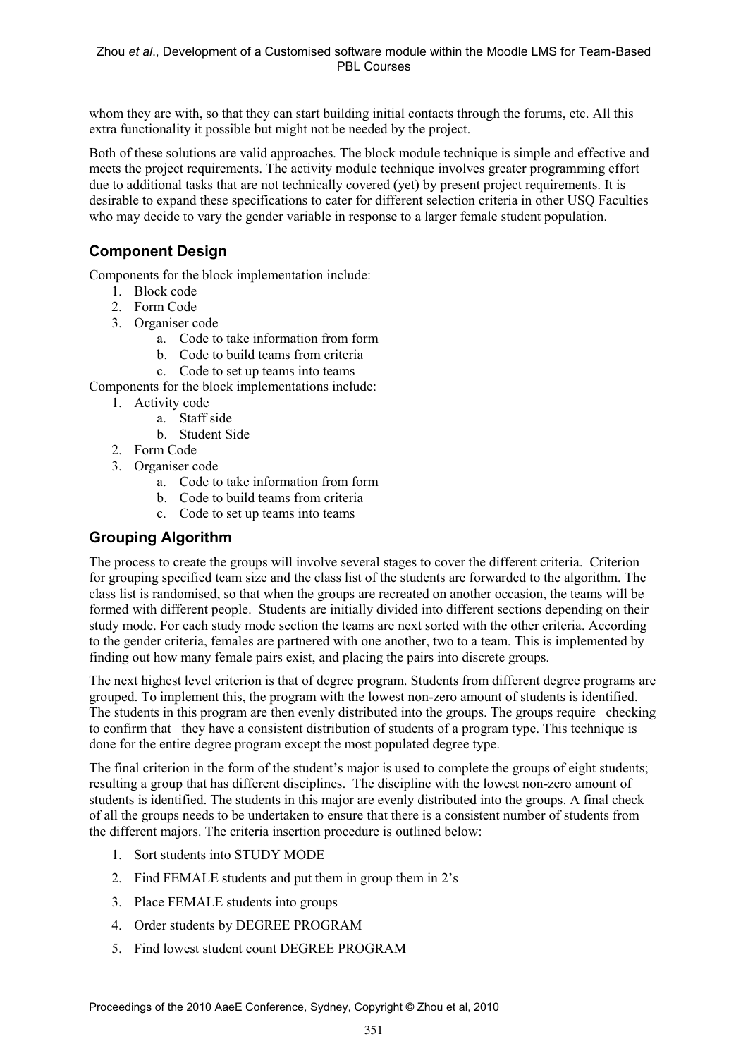whom they are with, so that they can start building initial contacts through the forums, etc. All this extra functionality it possible but might not be needed by the project.

Both of these solutions are valid approaches. The block module technique is simple and effective and meets the project requirements. The activity module technique involves greater programming effort due to additional tasks that are not technically covered (yet) by present project requirements. It is desirable to expand these specifications to cater for different selection criteria in other USQ Faculties who may decide to vary the gender variable in response to a larger female student population.

## Component Design

Components for the block implementation include:

1. Block code
2. Form Code
3. Organiser code
    a. Code to take information from form
    b. Code to build teams from criteria
    c. Code to set up teams into teams

Components for the block implementations include:

1. Activity code
    a. Staff side
    b. Student Side
2. Form Code
3. Organiser code
    a. Code to take information from form
    b. Code to build teams from criteria
    c. Code to set up teams into teams

## Grouping Algorithm

The process to create the groups will involve several stages to cover the different criteria. Criterion for grouping specified team size and the class list of the students are forwarded to the algorithm. The class list is randomised, so that when the groups are recreated on another occasion, the teams will be formed with different people. Students are initially divided into different sections depending on their study mode. For each study mode section the teams are next sorted with the other criteria. According to the gender criteria, females are partnered with one another, two to a team. This is implemented by finding out how many female pairs exist, and placing the pairs into discrete groups.

The next highest level criterion is that of degree program. Students from different degree programs are grouped. To implement this, the program with the lowest non-zero amount of students is identified. The students in this program are then evenly distributed into the groups. The groups require checking to confirm that they have a consistent distribution of students of a program type. This technique is done for the entire degree program except the most populated degree type.

The final criterion in the form of the student's major is used to complete the groups of eight students; resulting a group that has different disciplines. The discipline with the lowest non-zero amount of students is identified. The students in this major are evenly distributed into the groups. A final check of all the groups needs to be undertaken to ensure that there is a consistent number of students from the different majors. The criteria insertion procedure is outlined below:

1. Sort students into STUDY MODE
2. Find FEMALE students and put them in group them in 2's
3. Place FEMALE students into groups
4. Order students by DEGREE PROGRAM
5. Find lowest student count DEGREE PROGRAM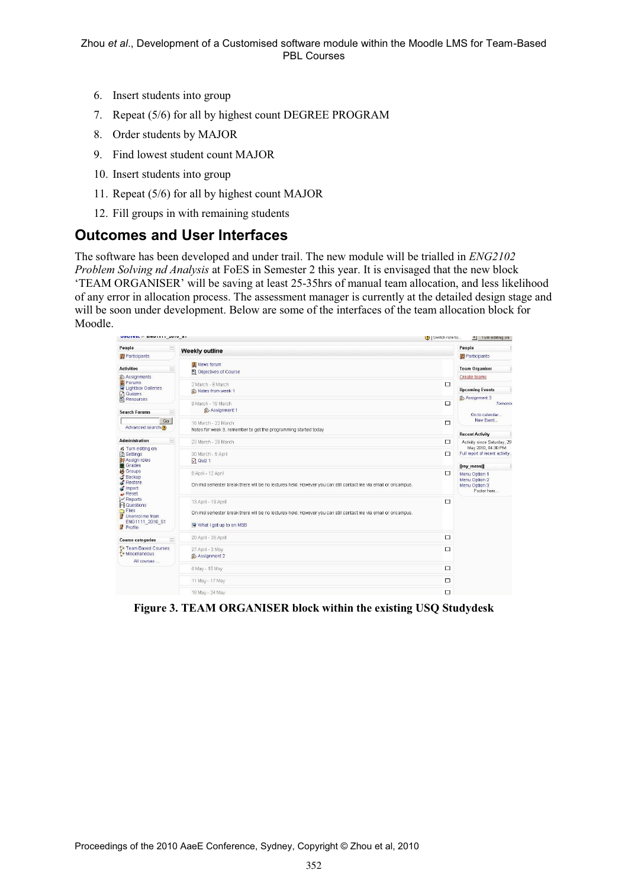6. Insert students into group
7. Repeat (5/6) for all by highest count DEGREE PROGRAM
8. Order students by MAJOR
9. Find lowest student count MAJOR
10. Insert students into group
11. Repeat (5/6) for all by highest count MAJOR
12. Fill groups in with remaining students

## Outcomes and User Interfaces

The software has been developed and under trail. The new module will be trialled in *ENG2102 Problem Solving nd Analysis* at FoES in Semester 2 this year. It is envisaged that the new block 'TEAM ORGANISER' will be saving at least 25-35hrs of manual team allocation, and less likelihood of any error in allocation process. The assessment manager is currently at the detailed design stage and will be soon under development. Below are some of the interfaces of the team allocation block for Moodle.

**Figure 3. TEAM ORGANISER block within the existing USQ Studydesk**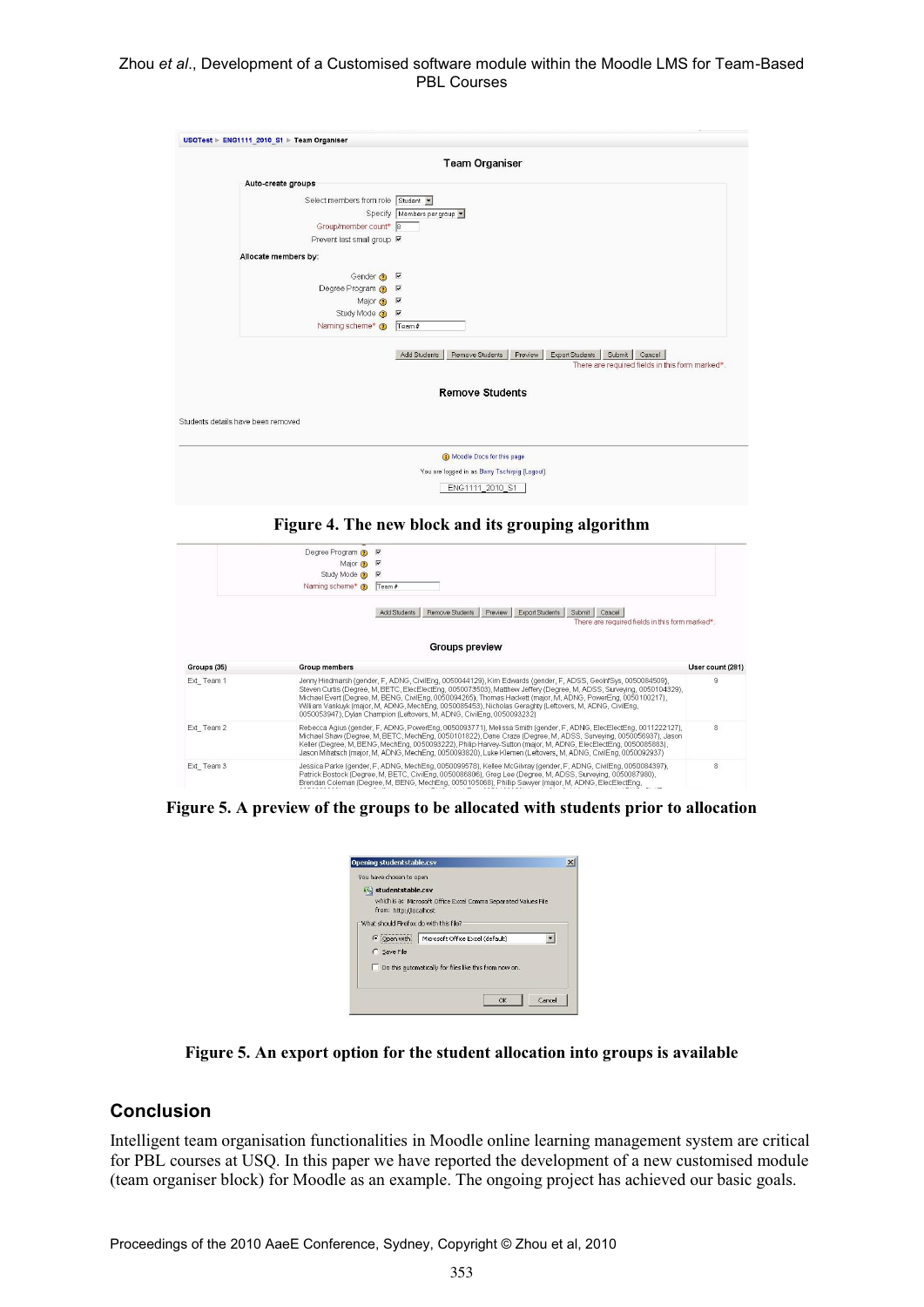**Figure 4. The new block and its grouping algorithm**

**Figure 5. A preview of the groups to be allocated with students prior to allocation**

**Figure 5. An export option for the student allocation into groups is available**

## Conclusion

Intelligent team organisation functionalities in Moodle online learning management system are critical for PBL courses at USQ. In this paper we have reported the development of a new customised module (team organiser block) for Moodle as an example. The ongoing project has achieved our basic goals.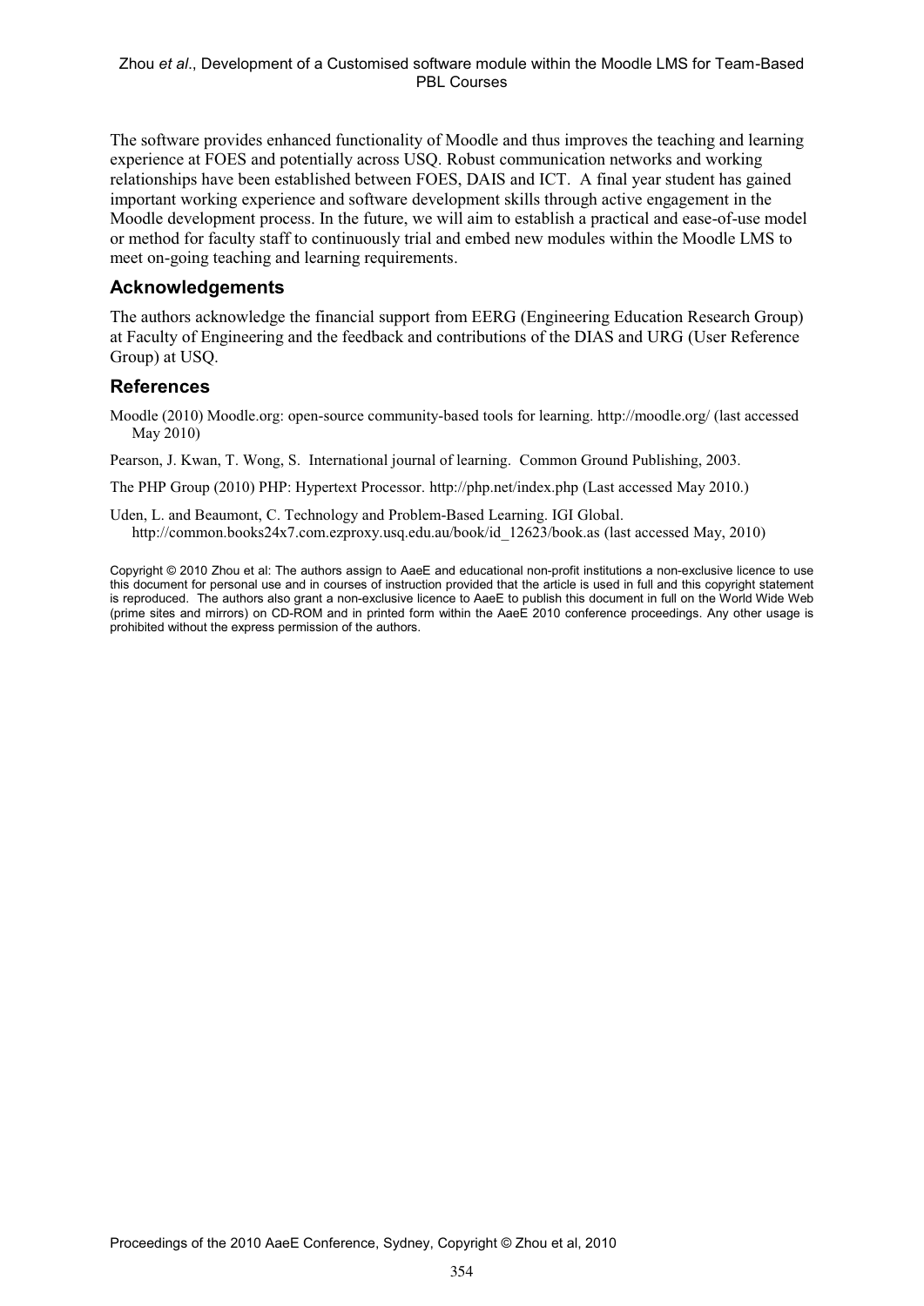The software provides enhanced functionality of Moodle and thus improves the teaching and learning experience at FOES and potentially across USQ. Robust communication networks and working relationships have been established between FOES, DAIS and ICT. A final year student has gained important working experience and software development skills through active engagement in the Moodle development process. In the future, we will aim to establish a practical and ease-of-use model or method for faculty staff to continuously trial and embed new modules within the Moodle LMS to meet on-going teaching and learning requirements.

## Acknowledgements

The authors acknowledge the financial support from EERG (Engineering Education Research Group) at Faculty of Engineering and the feedback and contributions of the DIAS and URG (User Reference Group) at USQ.

## References

Moodle (2010) Moodle.org: open-source community-based tools for learning. http://moodle.org/ (last accessed May 2010)

Pearson, J. Kwan, T. Wong, S. International journal of learning. Common Ground Publishing, 2003.

The PHP Group (2010) PHP: Hypertext Processor. http://php.net/index.php (Last accessed May 2010.)

Uden, L. and Beaumont, C. Technology and Problem-Based Learning. IGI Global. http://common.books24x7.com.ezproxy.usq.edu.au/book/id_12623/book.as (last accessed May, 2010)

Copyright © 2010 Zhou et al: The authors assign to AaeE and educational non-profit institutions a non-exclusive licence to use this document for personal use and in courses of instruction provided that the article is used in full and this copyright statement is reproduced. The authors also grant a non-exclusive licence to AaeE to publish this document in full on the World Wide Web (prime sites and mirrors) on CD-ROM and in printed form within the AaeE 2010 conference proceedings. Any other usage is prohibited without the express permission of the authors.